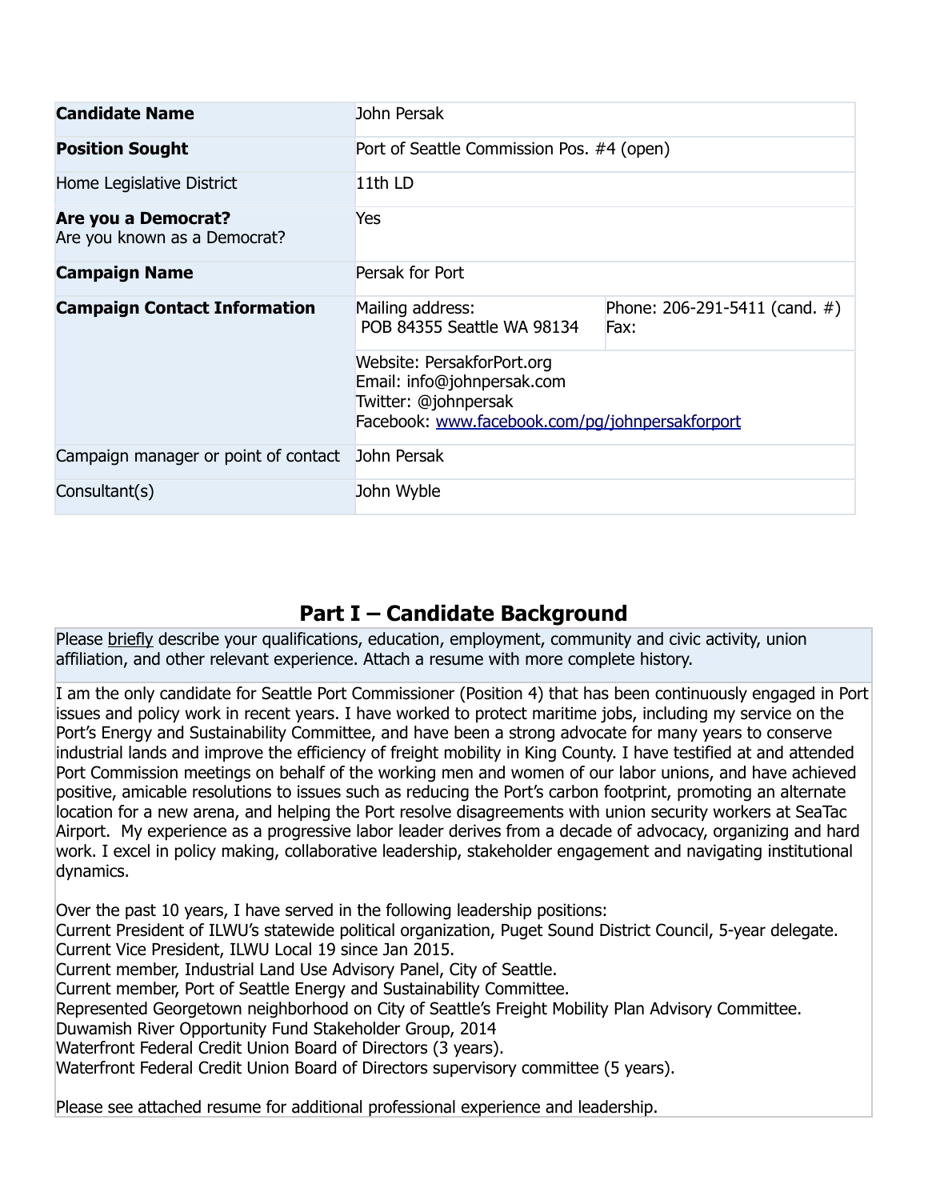| | | |
|---|---|---|
| **Candidate Name** | John Persak | |
| **Position Sought** | Port of Seattle Commission Pos. #4 (open) | |
| Home Legislative District | 11th LD | |
| **Are you a Democrat?**<br>Are you known as a Democrat? | Yes | |
| **Campaign Name** | Persak for Port | |
| **Campaign Contact Information** | Mailing address:<br>POB 84355 Seattle WA 98134 | Phone: 206-291-5411 (cand. #)<br>Fax: |
| | Website: PersakforPort.org<br>Email: info@johnpersak.com<br>Twitter: @johnpersak<br>Facebook: www.facebook.com/pg/johnpersakforport | |
| Campaign manager or point of contact | John Persak | |
| Consultant(s) | John Wyble | |

## Part I – Candidate Background

Please briefly describe your qualifications, education, employment, community and civic activity, union affiliation, and other relevant experience. Attach a resume with more complete history.

I am the only candidate for Seattle Port Commissioner (Position 4) that has been continuously engaged in Port issues and policy work in recent years. I have worked to protect maritime jobs, including my service on the Port's Energy and Sustainability Committee, and have been a strong advocate for many years to conserve industrial lands and improve the efficiency of freight mobility in King County. I have testified at and attended Port Commission meetings on behalf of the working men and women of our labor unions, and have achieved positive, amicable resolutions to issues such as reducing the Port's carbon footprint, promoting an alternate location for a new arena, and helping the Port resolve disagreements with union security workers at SeaTac Airport. My experience as a progressive labor leader derives from a decade of advocacy, organizing and hard work. I excel in policy making, collaborative leadership, stakeholder engagement and navigating institutional dynamics.

Over the past 10 years, I have served in the following leadership positions:
Current President of ILWU's statewide political organization, Puget Sound District Council, 5-year delegate.
Current Vice President, ILWU Local 19 since Jan 2015.
Current member, Industrial Land Use Advisory Panel, City of Seattle.
Current member, Port of Seattle Energy and Sustainability Committee.
Represented Georgetown neighborhood on City of Seattle's Freight Mobility Plan Advisory Committee.
Duwamish River Opportunity Fund Stakeholder Group, 2014
Waterfront Federal Credit Union Board of Directors (3 years).
Waterfront Federal Credit Union Board of Directors supervisory committee (5 years).

Please see attached resume for additional professional experience and leadership.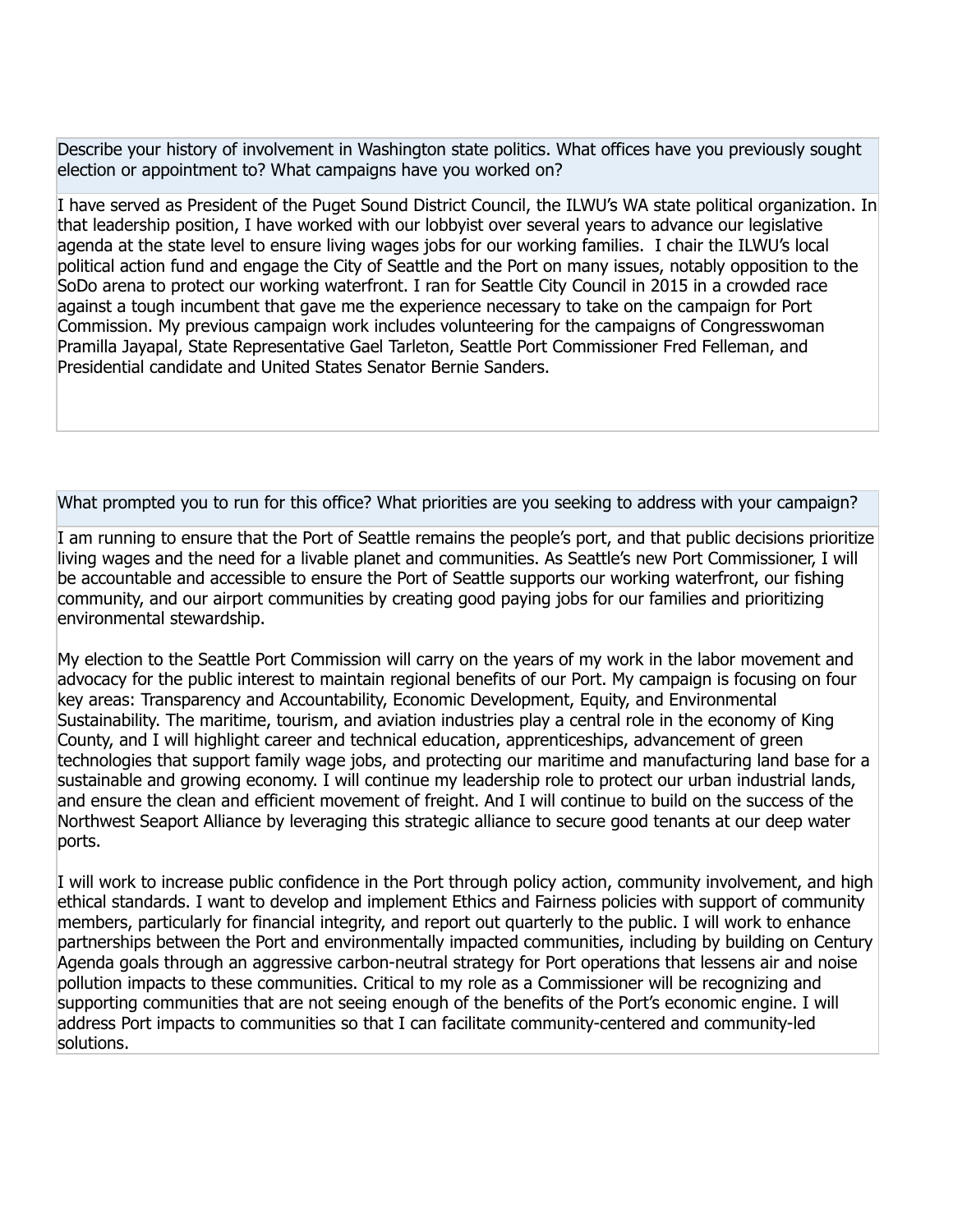**Describe your history of involvement in Washington state politics. What offices have you previously sought election or appointment to? What campaigns have you worked on?**

I have served as President of the Puget Sound District Council, the ILWU's WA state political organization. In that leadership position, I have worked with our lobbyist over several years to advance our legislative agenda at the state level to ensure living wages jobs for our working families. I chair the ILWU's local political action fund and engage the City of Seattle and the Port on many issues, notably opposition to the SoDo arena to protect our working waterfront. I ran for Seattle City Council in 2015 in a crowded race against a tough incumbent that gave me the experience necessary to take on the campaign for Port Commission. My previous campaign work includes volunteering for the campaigns of Congresswoman Pramilla Jayapal, State Representative Gael Tarleton, Seattle Port Commissioner Fred Felleman, and Presidential candidate and United States Senator Bernie Sanders.

**What prompted you to run for this office? What priorities are you seeking to address with your campaign?**

I am running to ensure that the Port of Seattle remains the people's port, and that public decisions prioritize living wages and the need for a livable planet and communities. As Seattle's new Port Commissioner, I will be accountable and accessible to ensure the Port of Seattle supports our working waterfront, our fishing community, and our airport communities by creating good paying jobs for our families and prioritizing environmental stewardship.

My election to the Seattle Port Commission will carry on the years of my work in the labor movement and advocacy for the public interest to maintain regional benefits of our Port. My campaign is focusing on four key areas: Transparency and Accountability, Economic Development, Equity, and Environmental Sustainability. The maritime, tourism, and aviation industries play a central role in the economy of King County, and I will highlight career and technical education, apprenticeships, advancement of green technologies that support family wage jobs, and protecting our maritime and manufacturing land base for a sustainable and growing economy. I will continue my leadership role to protect our urban industrial lands, and ensure the clean and efficient movement of freight. And I will continue to build on the success of the Northwest Seaport Alliance by leveraging this strategic alliance to secure good tenants at our deep water ports.

I will work to increase public confidence in the Port through policy action, community involvement, and high ethical standards. I want to develop and implement Ethics and Fairness policies with support of community members, particularly for financial integrity, and report out quarterly to the public. I will work to enhance partnerships between the Port and environmentally impacted communities, including by building on Century Agenda goals through an aggressive carbon-neutral strategy for Port operations that lessens air and noise pollution impacts to these communities. Critical to my role as a Commissioner will be recognizing and supporting communities that are not seeing enough of the benefits of the Port's economic engine. I will address Port impacts to communities so that I can facilitate community-centered and community-led solutions.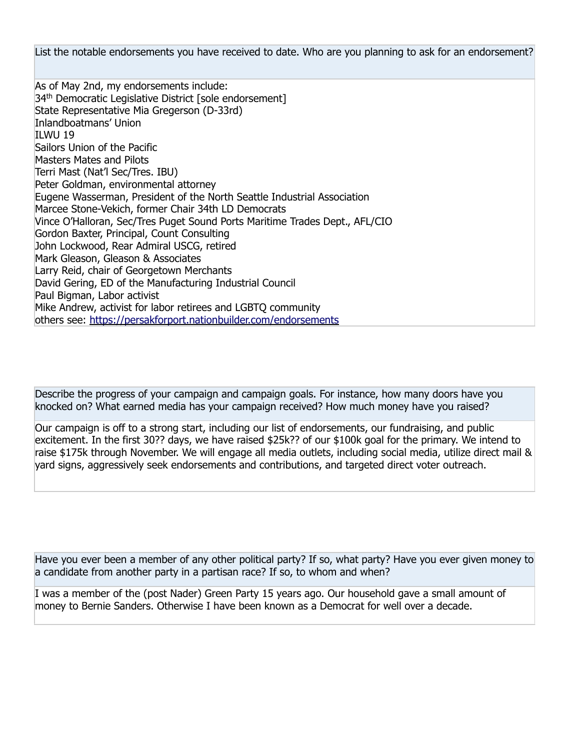| List the notable endorsements you have received to date. Who are you planning to ask for an endorsement? |
|---|
| As of May 2nd, my endorsements include:<br>34th Democratic Legislative District [sole endorsement]<br>State Representative Mia Gregerson (D-33rd)<br>Inlandboatmans' Union<br>ILWU 19<br>Sailors Union of the Pacific<br>Masters Mates and Pilots<br>Terri Mast (Nat'l Sec/Tres. IBU)<br>Peter Goldman, environmental attorney<br>Eugene Wasserman, President of the North Seattle Industrial Association<br>Marcee Stone-Vekich, former Chair 34th LD Democrats<br>Vince O'Halloran, Sec/Tres Puget Sound Ports Maritime Trades Dept., AFL/CIO<br>Gordon Baxter, Principal, Count Consulting<br>John Lockwood, Rear Admiral USCG, retired<br>Mark Gleason, Gleason & Associates<br>Larry Reid, chair of Georgetown Merchants<br>David Gering, ED of the Manufacturing Industrial Council<br>Paul Bigman, Labor activist<br>Mike Andrew, activist for labor retirees and LGBTQ community<br>others see: https://persakforport.nationbuilder.com/endorsements |

| Describe the progress of your campaign and campaign goals. For instance, how many doors have you knocked on? What earned media has your campaign received? How much money have you raised? |
|---|
| Our campaign is off to a strong start, including our list of endorsements, our fundraising, and public excitement. In the first 30?? days, we have raised $25k?? of our $100k goal for the primary. We intend to raise $175k through November. We will engage all media outlets, including social media, utilize direct mail & yard signs, aggressively seek endorsements and contributions, and targeted direct voter outreach. |

| Have you ever been a member of any other political party? If so, what party? Have you ever given money to a candidate from another party in a partisan race? If so, to whom and when? |
|---|
| I was a member of the (post Nader) Green Party 15 years ago. Our household gave a small amount of money to Bernie Sanders. Otherwise I have been known as a Democrat for well over a decade. |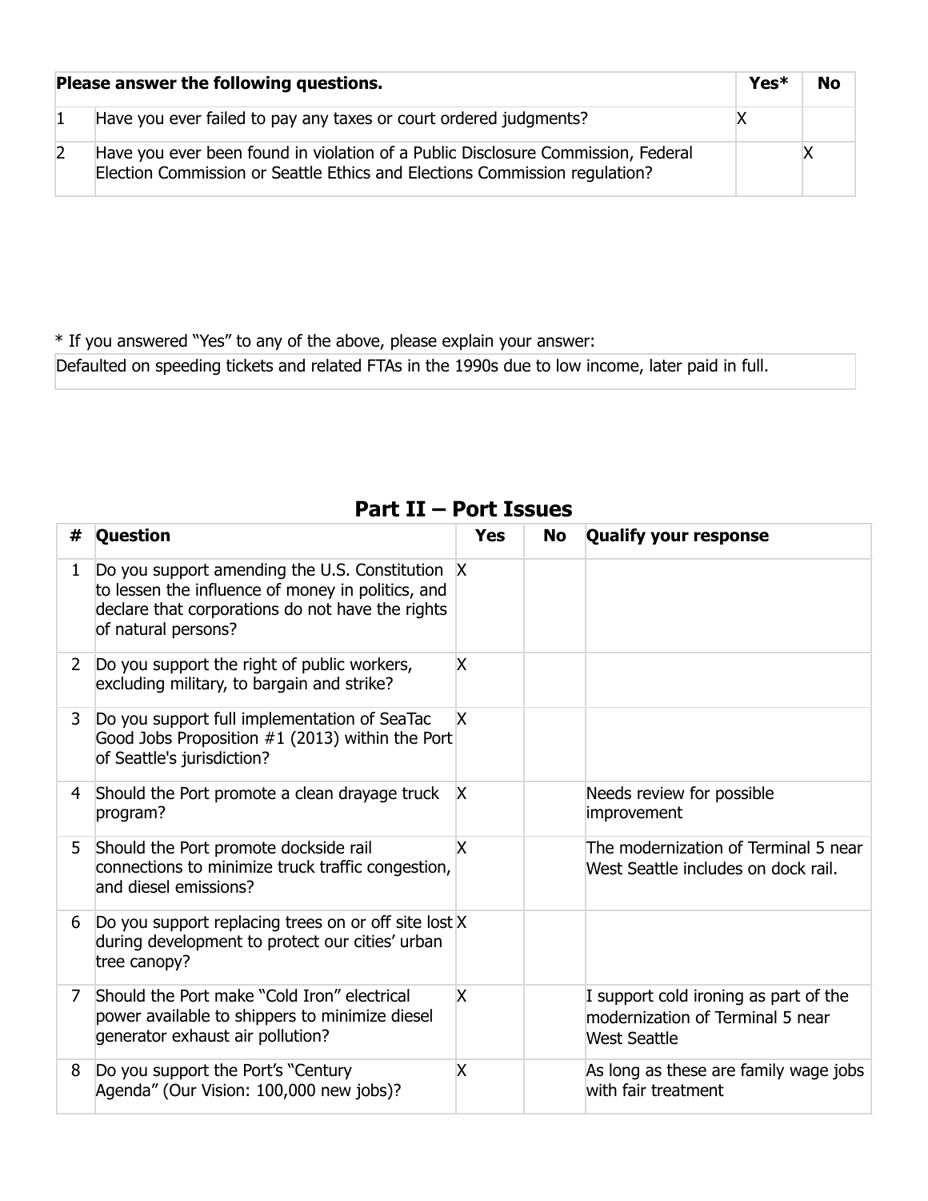| Please answer the following questions. | | Yes* | No |
|---|---|---|---|
| 1 | Have you ever failed to pay any taxes or court ordered judgments? | X | |
| 2 | Have you ever been found in violation of a Public Disclosure Commission, Federal Election Commission or Seattle Ethics and Elections Commission regulation? | | X |

* If you answered "Yes" to any of the above, please explain your answer:

| Defaulted on speeding tickets and related FTAs in the 1990s due to low income, later paid in full. |
|---|

## Part II – Port Issues

| # | Question | Yes | No | Qualify your response |
|---|---|---|---|---|
| 1 | Do you support amending the U.S. Constitution to lessen the influence of money in politics, and declare that corporations do not have the rights of natural persons? | X | | |
| 2 | Do you support the right of public workers, excluding military, to bargain and strike? | X | | |
| 3 | Do you support full implementation of SeaTac Good Jobs Proposition #1 (2013) within the Port of Seattle's jurisdiction? | X | | |
| 4 | Should the Port promote a clean drayage truck program? | X | | Needs review for possible improvement |
| 5 | Should the Port promote dockside rail connections to minimize truck traffic congestion, and diesel emissions? | X | | The modernization of Terminal 5 near West Seattle includes on dock rail. |
| 6 | Do you support replacing trees on or off site lost during development to protect our cities' urban tree canopy? | X | | |
| 7 | Should the Port make "Cold Iron" electrical power available to shippers to minimize diesel generator exhaust air pollution? | X | | I support cold ironing as part of the modernization of Terminal 5 near West Seattle |
| 8 | Do you support the Port's "Century Agenda" (Our Vision: 100,000 new jobs)? | X | | As long as these are family wage jobs with fair treatment |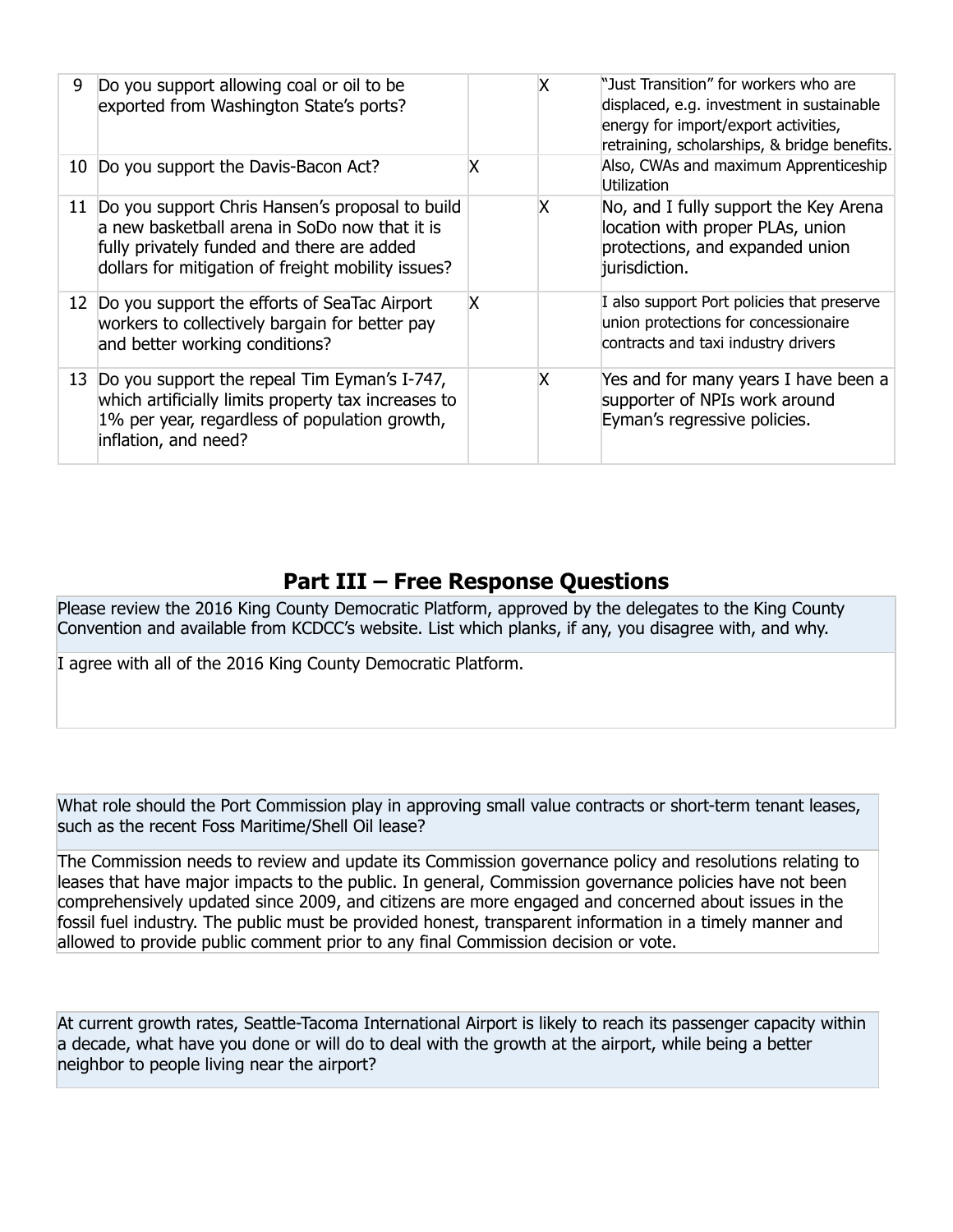| | | | | |
|---|---|---|---|---|
| 9 | Do you support allowing coal or oil to be exported from Washington State's ports? | | X | "Just Transition" for workers who are displaced, e.g. investment in sustainable energy for import/export activities, retraining, scholarships, & bridge benefits. |
| 10 | Do you support the Davis-Bacon Act? | X | | Also, CWAs and maximum Apprenticeship Utilization |
| 11 | Do you support Chris Hansen's proposal to build a new basketball arena in SoDo now that it is fully privately funded and there are added dollars for mitigation of freight mobility issues? | | X | No, and I fully support the Key Arena location with proper PLAs, union protections, and expanded union jurisdiction. |
| 12 | Do you support the efforts of SeaTac Airport workers to collectively bargain for better pay and better working conditions? | X | | I also support Port policies that preserve union protections for concessionaire contracts and taxi industry drivers |
| 13 | Do you support the repeal Tim Eyman's I-747, which artificially limits property tax increases to 1% per year, regardless of population growth, inflation, and need? | | X | Yes and for many years I have been a supporter of NPIs work around Eyman's regressive policies. |

## Part III – Free Response Questions

| Please review the 2016 King County Democratic Platform, approved by the delegates to the King County Convention and available from KCDCC's website. List which planks, if any, you disagree with, and why. |
|---|
| I agree with all of the 2016 King County Democratic Platform. |

| What role should the Port Commission play in approving small value contracts or short-term tenant leases, such as the recent Foss Maritime/Shell Oil lease? |
|---|
| The Commission needs to review and update its Commission governance policy and resolutions relating to leases that have major impacts to the public. In general, Commission governance policies have not been comprehensively updated since 2009, and citizens are more engaged and concerned about issues in the fossil fuel industry. The public must be provided honest, transparent information in a timely manner and allowed to provide public comment prior to any final Commission decision or vote. |

| At current growth rates, Seattle-Tacoma International Airport is likely to reach its passenger capacity within a decade, what have you done or will do to deal with the growth at the airport, while being a better neighbor to people living near the airport? |
|---|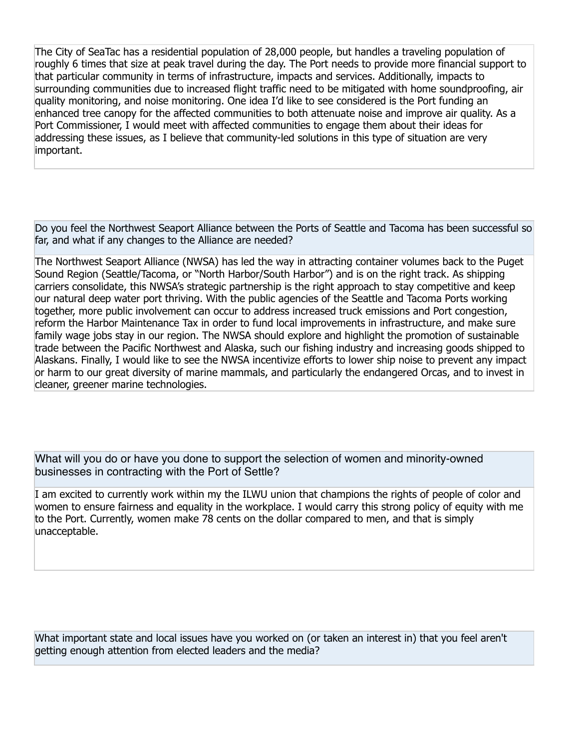The City of SeaTac has a residential population of 28,000 people, but handles a traveling population of roughly 6 times that size at peak travel during the day. The Port needs to provide more financial support to that particular community in terms of infrastructure, impacts and services. Additionally, impacts to surrounding communities due to increased flight traffic need to be mitigated with home soundproofing, air quality monitoring, and noise monitoring. One idea I'd like to see considered is the Port funding an enhanced tree canopy for the affected communities to both attenuate noise and improve air quality. As a Port Commissioner, I would meet with affected communities to engage them about their ideas for addressing these issues, as I believe that community-led solutions in this type of situation are very important.

### Do you feel the Northwest Seaport Alliance between the Ports of Seattle and Tacoma has been successful so far, and what if any changes to the Alliance are needed?

The Northwest Seaport Alliance (NWSA) has led the way in attracting container volumes back to the Puget Sound Region (Seattle/Tacoma, or "North Harbor/South Harbor") and is on the right track. As shipping carriers consolidate, this NWSA's strategic partnership is the right approach to stay competitive and keep our natural deep water port thriving. With the public agencies of the Seattle and Tacoma Ports working together, more public involvement can occur to address increased truck emissions and Port congestion, reform the Harbor Maintenance Tax in order to fund local improvements in infrastructure, and make sure family wage jobs stay in our region. The NWSA should explore and highlight the promotion of sustainable trade between the Pacific Northwest and Alaska, such our fishing industry and increasing goods shipped to Alaskans. Finally, I would like to see the NWSA incentivize efforts to lower ship noise to prevent any impact or harm to our great diversity of marine mammals, and particularly the endangered Orcas, and to invest in cleaner, greener marine technologies.

### What will you do or have you done to support the selection of women and minority-owned businesses in contracting with the Port of Settle?

I am excited to currently work within my the ILWU union that champions the rights of people of color and women to ensure fairness and equality in the workplace. I would carry this strong policy of equity with me to the Port. Currently, women make 78 cents on the dollar compared to men, and that is simply unacceptable.

### What important state and local issues have you worked on (or taken an interest in) that you feel aren't getting enough attention from elected leaders and the media?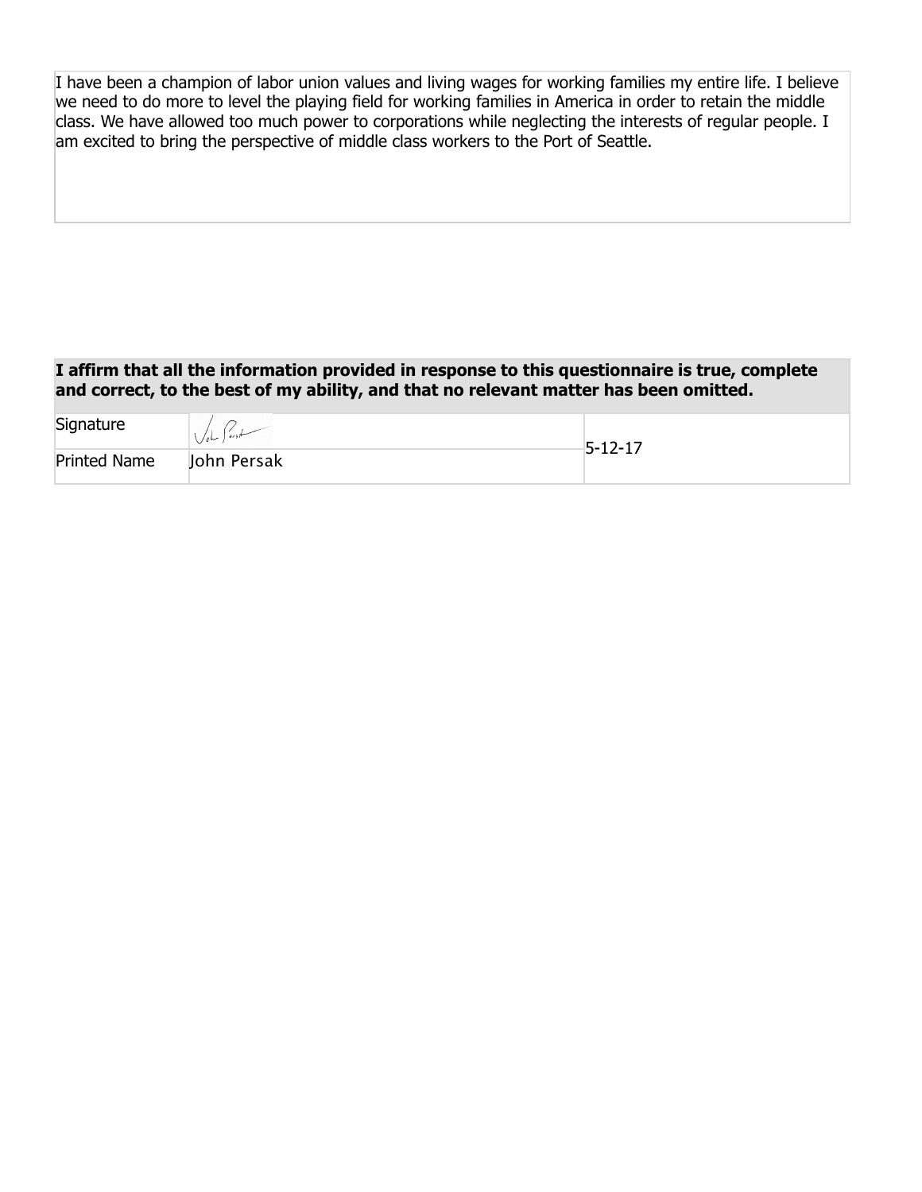I have been a champion of labor union values and living wages for working families my entire life. I believe we need to do more to level the playing field for working families in America in order to retain the middle class. We have allowed too much power to corporations while neglecting the interests of regular people. I am excited to bring the perspective of middle class workers to the Port of Seattle.

**I affirm that all the information provided in response to this questionnaire is true, complete and correct, to the best of my ability, and that no relevant matter has been omitted.**

| | | |
|---|---|---|
| Signature | John Persak | 5-12-17 |
| Printed Name | John Persak | |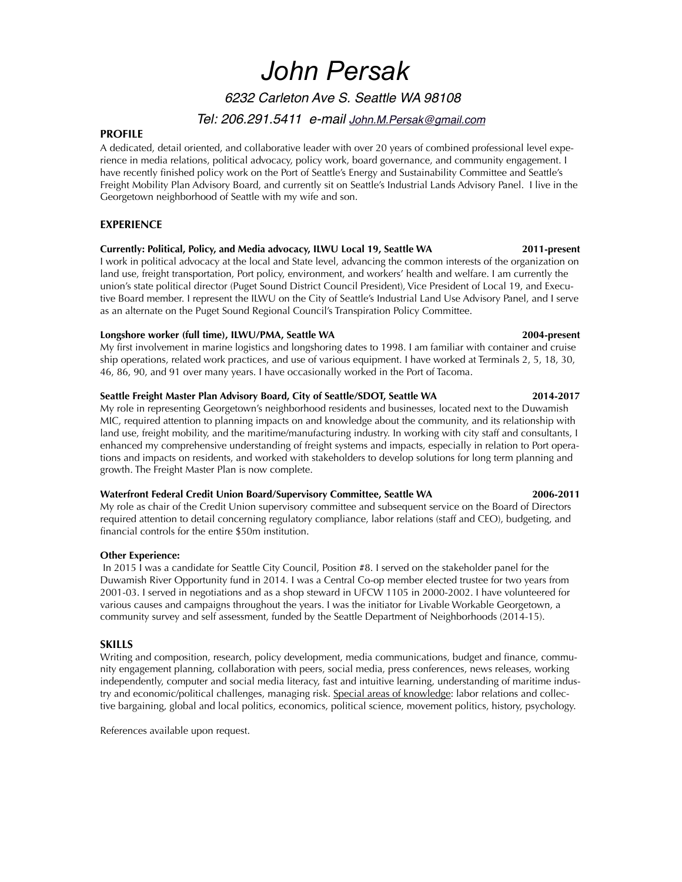# John Persak

*6232 Carleton Ave S. Seattle WA 98108*

*Tel: 206.291.5411 e-mail John.M.Persak@gmail.com*

## PROFILE

A dedicated, detail oriented, and collaborative leader with over 20 years of combined professional level experience in media relations, political advocacy, policy work, board governance, and community engagement. I have recently finished policy work on the Port of Seattle's Energy and Sustainability Committee and Seattle's Freight Mobility Plan Advisory Board, and currently sit on Seattle's Industrial Lands Advisory Panel. I live in the Georgetown neighborhood of Seattle with my wife and son.

## EXPERIENCE

**Currently: Political, Policy, and Media advocacy, ILWU Local 19, Seattle WA — 2011-present**

I work in political advocacy at the local and State level, advancing the common interests of the organization on land use, freight transportation, Port policy, environment, and workers' health and welfare. I am currently the union's state political director (Puget Sound District Council President), Vice President of Local 19, and Executive Board member. I represent the ILWU on the City of Seattle's Industrial Land Use Advisory Panel, and I serve as an alternate on the Puget Sound Regional Council's Transpiration Policy Committee.

**Longshore worker (full time), ILWU/PMA, Seattle WA — 2004-present**

My first involvement in marine logistics and longshoring dates to 1998. I am familiar with container and cruise ship operations, related work practices, and use of various equipment. I have worked at Terminals 2, 5, 18, 30, 46, 86, 90, and 91 over many years. I have occasionally worked in the Port of Tacoma.

**Seattle Freight Master Plan Advisory Board, City of Seattle/SDOT, Seattle WA — 2014-2017**

My role in representing Georgetown's neighborhood residents and businesses, located next to the Duwamish MIC, required attention to planning impacts on and knowledge about the community, and its relationship with land use, freight mobility, and the maritime/manufacturing industry. In working with city staff and consultants, I enhanced my comprehensive understanding of freight systems and impacts, especially in relation to Port operations and impacts on residents, and worked with stakeholders to develop solutions for long term planning and growth. The Freight Master Plan is now complete.

**Waterfront Federal Credit Union Board/Supervisory Committee, Seattle WA — 2006-2011**

My role as chair of the Credit Union supervisory committee and subsequent service on the Board of Directors required attention to detail concerning regulatory compliance, labor relations (staff and CEO), budgeting, and financial controls for the entire $50m institution.

**Other Experience:**

In 2015 I was a candidate for Seattle City Council, Position #8. I served on the stakeholder panel for the Duwamish River Opportunity fund in 2014. I was a Central Co-op member elected trustee for two years from 2001-03. I served in negotiations and as a shop steward in UFCW 1105 in 2000-2002. I have volunteered for various causes and campaigns throughout the years. I was the initiator for Livable Workable Georgetown, a community survey and self assessment, funded by the Seattle Department of Neighborhoods (2014-15).

## SKILLS

Writing and composition, research, policy development, media communications, budget and finance, community engagement planning, collaboration with peers, social media, press conferences, news releases, working independently, computer and social media literacy, fast and intuitive learning, understanding of maritime industry and economic/political challenges, managing risk. Special areas of knowledge: labor relations and collective bargaining, global and local politics, economics, political science, movement politics, history, psychology.

References available upon request.